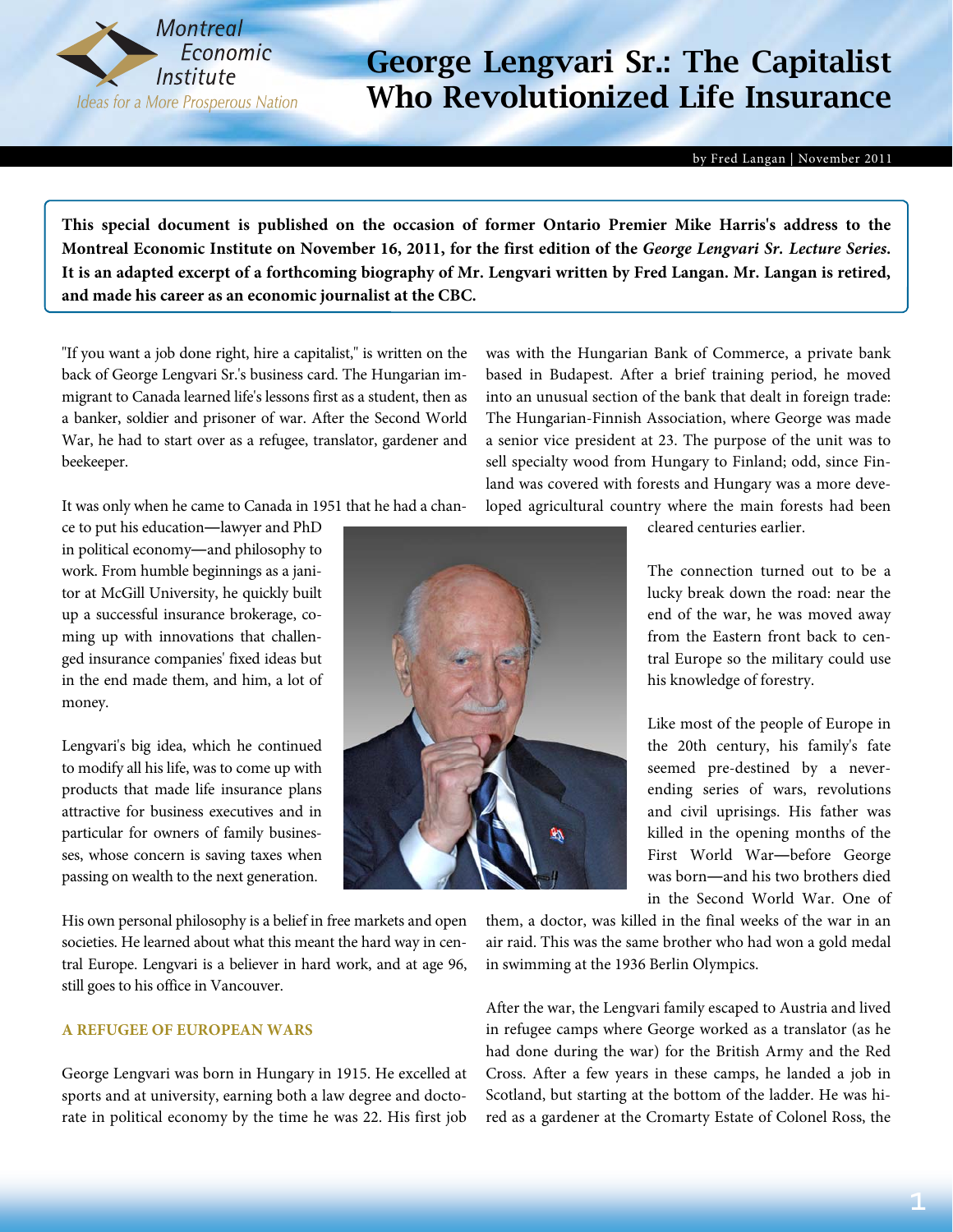# George Lengvari Sr.: The Capitalist Who Revolutionized Life Insurance

by Fred Langan | November 2011

**This special document is published on the occasion of former Ontario Premier Mike Harris's address to the Montreal Economic Institute on November 16, 2011, for the first edition of the *George Lengvari Sr. Lecture Series*. It is an adapted excerpt of a forthcoming biography of Mr. Lengvari written by Fred Langan. Mr. Langan is retired, and made his career as an economic journalist at the CBC.**

"If you want a job done right, hire a capitalist," is written on the back of George Lengvari Sr.'s business card. The Hungarian immigrant to Canada learned life's lessons first as a student, then as a banker, soldier and prisoner of war. After the Second World War, he had to start over as a refugee, translator, gardener and beekeeper.

It was only when he came to Canada in 1951 that he had a chance to put his education—lawyer and PhD in political economy—and philosophy to work. From humble beginnings as a janitor at McGill University, he quickly built up a successful insurance brokerage, coming up with innovations that challenged insurance companies' fixed ideas but in the end made them, and him, a lot of money.

Lengvari's big idea, which he continued to modify all his life, was to come up with products that made life insurance plans attractive for business executives and in particular for owners of family businesses, whose concern is saving taxes when passing on wealth to the next generation.

His own personal philosophy is a belief in free markets and open societies. He learned about what this meant the hard way in central Europe. Lengvari is a believer in hard work, and at age 96, still goes to his office in Vancouver.

## A REFUGEE OF EUROPEAN WARS

George Lengvari was born in Hungary in 1915. He excelled at sports and at university, earning both a law degree and doctorate in political economy by the time he was 22. His first job was with the Hungarian Bank of Commerce, a private bank based in Budapest. After a brief training period, he moved into an unusual section of the bank that dealt in foreign trade: The Hungarian-Finnish Association, where George was made a senior vice president at 23. The purpose of the unit was to sell specialty wood from Hungary to Finland; odd, since Finland was covered with forests and Hungary was a more developed agricultural country where the main forests had been cleared centuries earlier.

The connection turned out to be a lucky break down the road: near the end of the war, he was moved away from the Eastern front back to central Europe so the military could use his knowledge of forestry.

Like most of the people of Europe in the 20th century, his family's fate seemed pre-destined by a never-ending series of wars, revolutions and civil uprisings. His father was killed in the opening months of the First World War—before George was born—and his two brothers died in the Second World War. One of them, a doctor, was killed in the final weeks of the war in an air raid. This was the same brother who had won a gold medal in swimming at the 1936 Berlin Olympics.

After the war, the Lengvari family escaped to Austria and lived in refugee camps where George worked as a translator (as he had done during the war) for the British Army and the Red Cross. After a few years in these camps, he landed a job in Scotland, but starting at the bottom of the ladder. He was hired as a gardener at the Cromarty Estate of Colonel Ross, the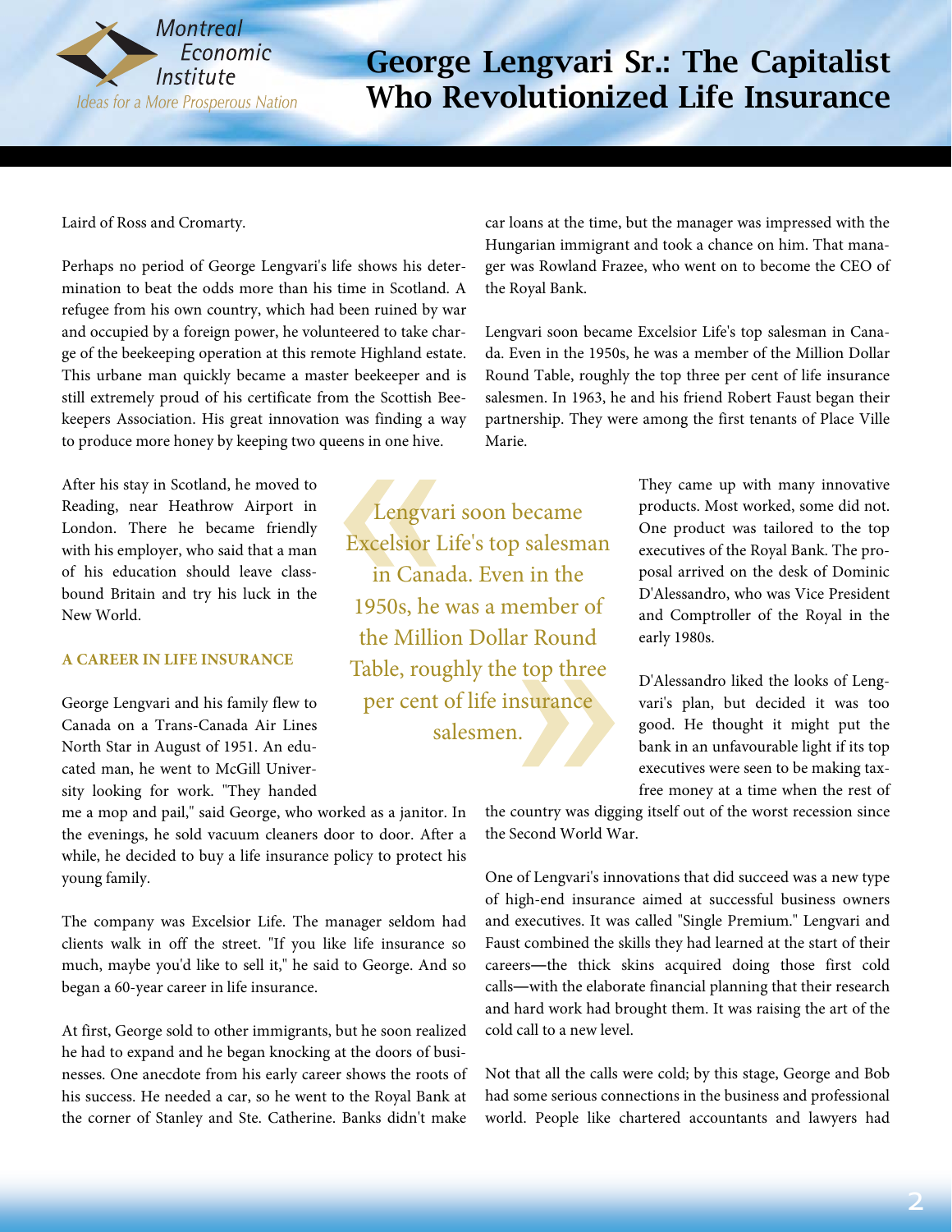Laird of Ross and Cromarty.

Perhaps no period of George Lengvari's life shows his determination to beat the odds more than his time in Scotland. A refugee from his own country, which had been ruined by war and occupied by a foreign power, he volunteered to take charge of the beekeeping operation at this remote Highland estate. This urbane man quickly became a master beekeeper and is still extremely proud of his certificate from the Scottish Beekeepers Association. His great innovation was finding a way to produce more honey by keeping two queens in one hive.

After his stay in Scotland, he moved to Reading, near Heathrow Airport in London. There he became friendly with his employer, who said that a man of his education should leave class-bound Britain and try his luck in the New World.

## A CAREER IN LIFE INSURANCE

George Lengvari and his family flew to Canada on a Trans-Canada Air Lines North Star in August of 1951. An educated man, he went to McGill University looking for work. "They handed me a mop and pail," said George, who worked as a janitor. In the evenings, he sold vacuum cleaners door to door. After a while, he decided to buy a life insurance policy to protect his young family.

The company was Excelsior Life. The manager seldom had clients walk in off the street. "If you like life insurance so much, maybe you'd like to sell it," he said to George. And so began a 60-year career in life insurance.

At first, George sold to other immigrants, but he soon realized he had to expand and he began knocking at the doors of businesses. One anecdote from his early career shows the roots of his success. He needed a car, so he went to the Royal Bank at the corner of Stanley and Ste. Catherine. Banks didn't make car loans at the time, but the manager was impressed with the Hungarian immigrant and took a chance on him. That manager was Rowland Frazee, who went on to become the CEO of the Royal Bank.

Lengvari soon became Excelsior Life's top salesman in Canada. Even in the 1950s, he was a member of the Million Dollar Round Table, roughly the top three per cent of life insurance salesmen. In 1963, he and his friend Robert Faust began their partnership. They were among the first tenants of Place Ville Marie.

> « Lengvari soon became Excelsior Life's top salesman in Canada. Even in the 1950s, he was a member of the Million Dollar Round Table, roughly the top three per cent of life insurance salesmen. »

They came up with many innovative products. Most worked, some did not. One product was tailored to the top executives of the Royal Bank. The proposal arrived on the desk of Dominic D'Alessandro, who was Vice President and Comptroller of the Royal in the early 1980s.

D'Alessandro liked the looks of Lengvari's plan, but decided it was too good. He thought it might put the bank in an unfavourable light if its top executives were seen to be making tax-free money at a time when the rest of the country was digging itself out of the worst recession since the Second World War.

One of Lengvari's innovations that did succeed was a new type of high-end insurance aimed at successful business owners and executives. It was called "Single Premium." Lengvari and Faust combined the skills they had learned at the start of their careers—the thick skins acquired doing those first cold calls—with the elaborate financial planning that their research and hard work had brought them. It was raising the art of the cold call to a new level.

Not that all the calls were cold; by this stage, George and Bob had some serious connections in the business and professional world. People like chartered accountants and lawyers had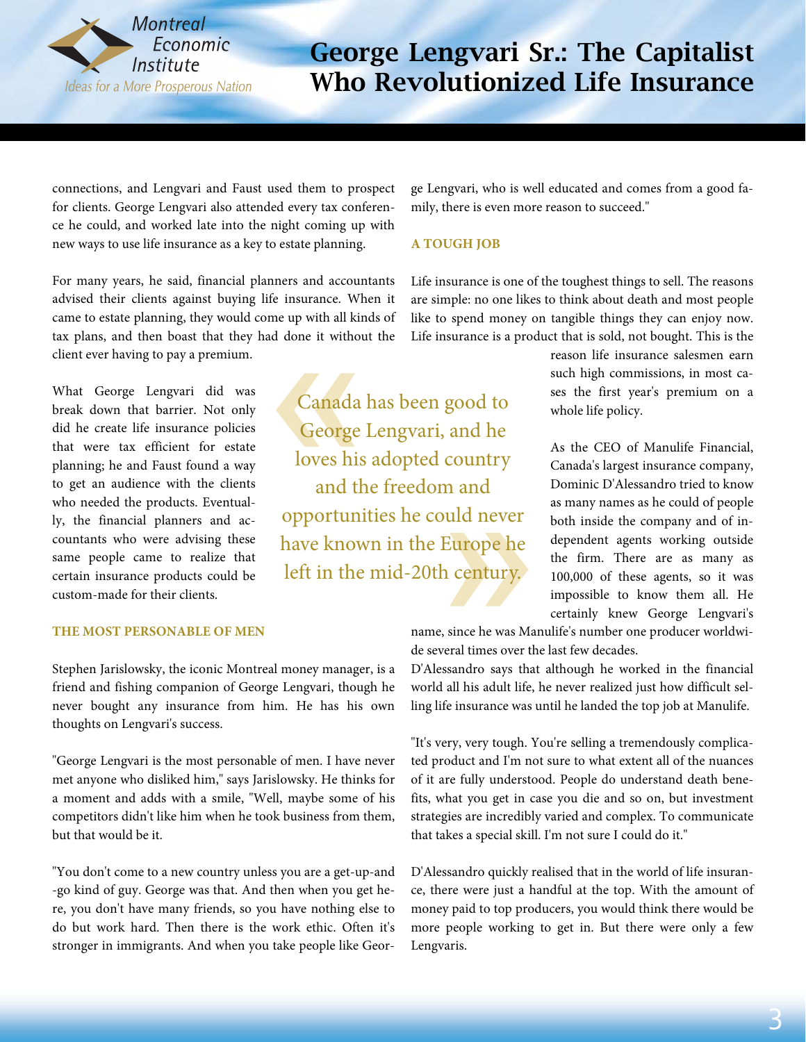connections, and Lengvari and Faust used them to prospect for clients. George Lengvari also attended every tax conference he could, and worked late into the night coming up with new ways to use life insurance as a key to estate planning.

For many years, he said, financial planners and accountants advised their clients against buying life insurance. When it came to estate planning, they would come up with all kinds of tax plans, and then boast that they had done it without the client ever having to pay a premium.

What George Lengvari did was break down that barrier. Not only did he create life insurance policies that were tax efficient for estate planning; he and Faust found a way to get an audience with the clients who needed the products. Eventually, the financial planners and accountants who were advising these same people came to realize that certain insurance products could be custom-made for their clients.

> Canada has been good to George Lengvari, and he loves his adopted country and the freedom and opportunities he could never have known in the Europe he left in the mid-20th century.

### THE MOST PERSONABLE OF MEN

Stephen Jarislowsky, the iconic Montreal money manager, is a friend and fishing companion of George Lengvari, though he never bought any insurance from him. He has his own thoughts on Lengvari's success.

"George Lengvari is the most personable of men. I have never met anyone who disliked him," says Jarislowsky. He thinks for a moment and adds with a smile, "Well, maybe some of his competitors didn't like him when he took business from them, but that would be it.

"You don't come to a new country unless you are a get-up-and-go kind of guy. George was that. And then when you get here, you don't have many friends, so you have nothing else to do but work hard. Then there is the work ethic. Often it's stronger in immigrants. And when you take people like George Lengvari, who is well educated and comes from a good family, there is even more reason to succeed."

### A TOUGH JOB

Life insurance is one of the toughest things to sell. The reasons are simple: no one likes to think about death and most people like to spend money on tangible things they can enjoy now. Life insurance is a product that is sold, not bought. This is the reason life insurance salesmen earn such high commissions, in most cases the first year's premium on a whole life policy.

As the CEO of Manulife Financial, Canada's largest insurance company, Dominic D'Alessandro tried to know as many names as he could of people both inside the company and of independent agents working outside the firm. There are as many as 100,000 of these agents, so it was impossible to know them all. He certainly knew George Lengvari's name, since he was Manulife's number one producer worldwide several times over the last few decades.

D'Alessandro says that although he worked in the financial world all his adult life, he never realized just how difficult selling life insurance was until he landed the top job at Manulife.

"It's very, very tough. You're selling a tremendously complicated product and I'm not sure to what extent all of the nuances of it are fully understood. People do understand death benefits, what you get in case you die and so on, but investment strategies are incredibly varied and complex. To communicate that takes a special skill. I'm not sure I could do it."

D'Alessandro quickly realised that in the world of life insurance, there were just a handful at the top. With the amount of money paid to top producers, you would think there would be more people working to get in. But there were only a few Lengvaris.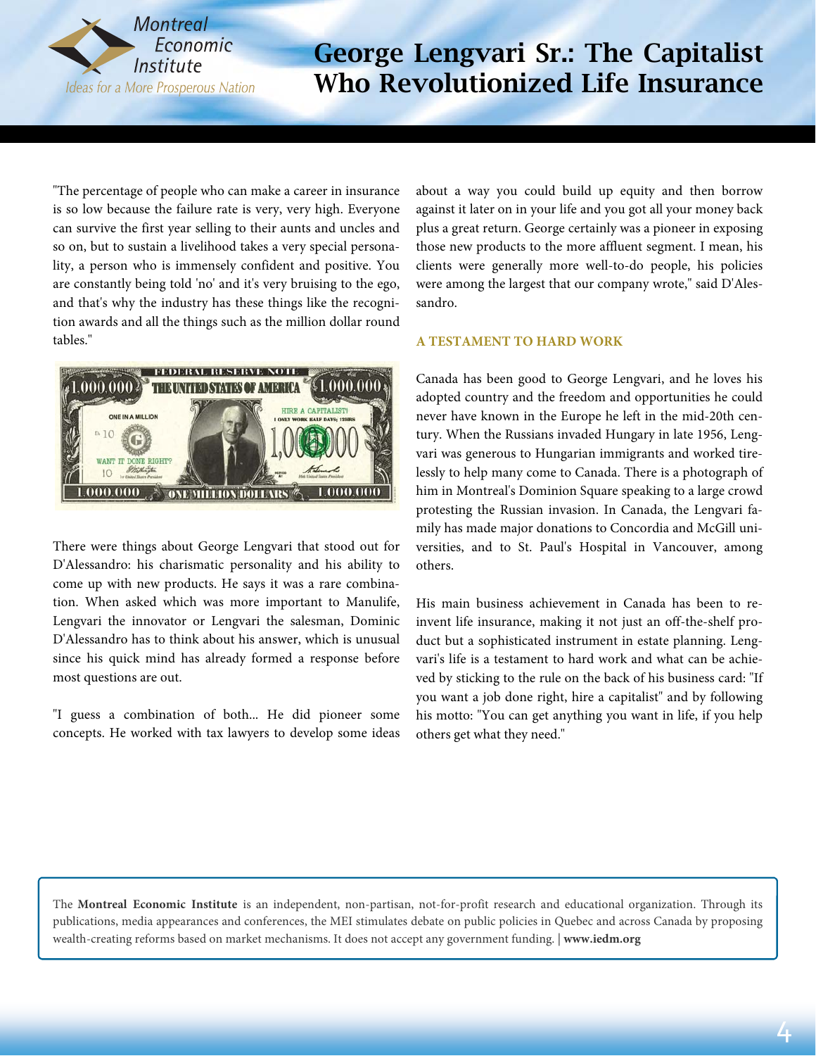"The percentage of people who can make a career in insurance is so low because the failure rate is very, very high. Everyone can survive the first year selling to their aunts and uncles and so on, but to sustain a livelihood takes a very special personality, a person who is immensely confident and positive. You are constantly being told 'no' and it's very bruising to the ego, and that's why the industry has these things like the recognition awards and all the things such as the million dollar round tables."

There were things about George Lengvari that stood out for D'Alessandro: his charismatic personality and his ability to come up with new products. He says it was a rare combination. When asked which was more important to Manulife, Lengvari the innovator or Lengvari the salesman, Dominic D'Alessandro has to think about his answer, which is unusual since his quick mind has already formed a response before most questions are out.

"I guess a combination of both... He did pioneer some concepts. He worked with tax lawyers to develop some ideas about a way you could build up equity and then borrow against it later on in your life and you got all your money back plus a great return. George certainly was a pioneer in exposing those new products to the more affluent segment. I mean, his clients were generally more well-to-do people, his policies were among the largest that our company wrote," said D'Alessandro.

### A TESTAMENT TO HARD WORK

Canada has been good to George Lengvari, and he loves his adopted country and the freedom and opportunities he could never have known in the Europe he left in the mid-20th century. When the Russians invaded Hungary in late 1956, Lengvari was generous to Hungarian immigrants and worked tirelessly to help many come to Canada. There is a photograph of him in Montreal's Dominion Square speaking to a large crowd protesting the Russian invasion. In Canada, the Lengvari family has made major donations to Concordia and McGill universities, and to St. Paul's Hospital in Vancouver, among others.

His main business achievement in Canada has been to reinvent life insurance, making it not just an off-the-shelf product but a sophisticated instrument in estate planning. Lengvari's life is a testament to hard work and what can be achieved by sticking to the rule on the back of his business card: "If you want a job done right, hire a capitalist" and by following his motto: "You can get anything you want in life, if you help others get what they need."

The **Montreal Economic Institute** is an independent, non-partisan, not-for-profit research and educational organization. Through its publications, media appearances and conferences, the MEI stimulates debate on public policies in Quebec and across Canada by proposing wealth-creating reforms based on market mechanisms. It does not accept any government funding. | **www.iedm.org**